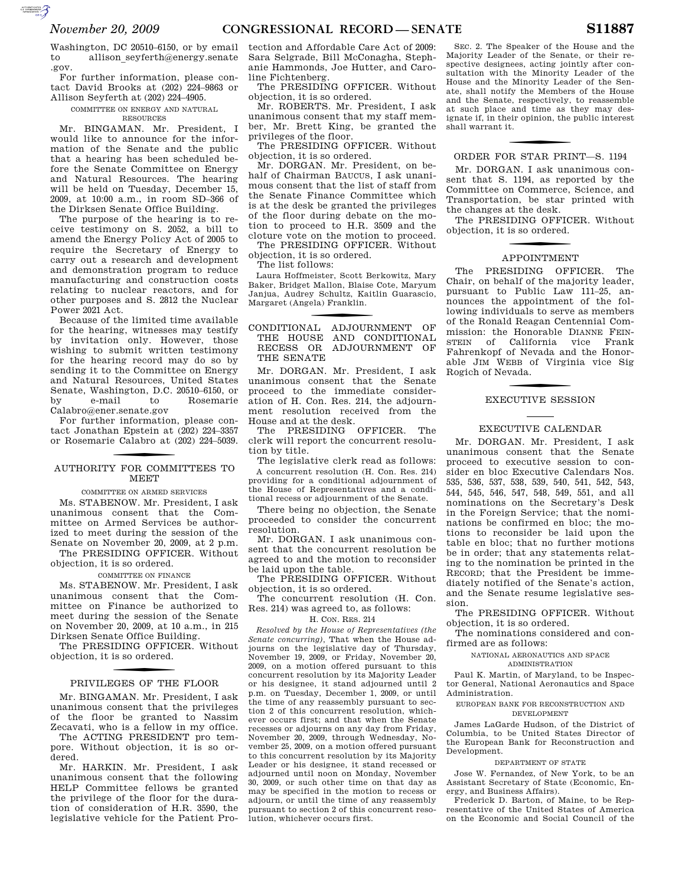Washington, DC 20510–6150, or by email to allison_seyferth@energy.senate.gov.

For further information, please contact David Brooks at (202) 224–9863 or Allison Seyferth at (202) 224–4905.

COMMITTEE ON ENERGY AND NATURAL RESOURCES

Mr. BINGAMAN. Mr. President, I would like to announce for the information of the Senate and the public that a hearing has been scheduled before the Senate Committee on Energy and Natural Resources. The hearing will be held on Tuesday, December 15, 2009, at 10:00 a.m., in room SD–366 of the Dirksen Senate Office Building.

The purpose of the hearing is to receive testimony on S. 2052, a bill to amend the Energy Policy Act of 2005 to require the Secretary of Energy to carry out a research and development and demonstration program to reduce manufacturing and construction costs relating to nuclear reactors, and for other purposes and S. 2812 the Nuclear Power 2021 Act.

Because of the limited time available for the hearing, witnesses may testify by invitation only. However, those wishing to submit written testimony for the hearing record may do so by sending it to the Committee on Energy and Natural Resources, United States Senate, Washington, D.C. 20510–6150, or by e-mail to Rosemarie Calabro@ener.senate.gov

For further information, please contact Jonathan Epstein at (202) 224–3357 or Rosemarie Calabro at (202) 224–5039.

## AUTHORITY FOR COMMITTEES TO MEET

COMMITTEE ON ARMED SERVICES

Ms. STABENOW. Mr. President, I ask unanimous consent that the Committee on Armed Services be authorized to meet during the session of the Senate on November 20, 2009, at 2 p.m.

The PRESIDING OFFICER. Without objection, it is so ordered.

COMMITTEE ON FINANCE

Ms. STABENOW. Mr. President, I ask unanimous consent that the Committee on Finance be authorized to meet during the session of the Senate on November 20, 2009, at 10 a.m., in 215 Dirksen Senate Office Building.

The PRESIDING OFFICER. Without objection, it is so ordered.

## PRIVILEGES OF THE FLOOR

Mr. BINGAMAN. Mr. President, I ask unanimous consent that the privileges of the floor be granted to Nassim Zecavati, who is a fellow in my office.

The ACTING PRESIDENT pro tempore. Without objection, it is so ordered.

Mr. HARKIN. Mr. President, I ask unanimous consent that the following HELP Committee fellows be granted the privilege of the floor for the duration of consideration of H.R. 3590, the legislative vehicle for the Patient Protection and Affordable Care Act of 2009: Sara Selgrade, Bill McConagha, Stephanie Hammonds, Joe Hutter, and Caroline Fichtenberg.

The PRESIDING OFFICER. Without objection, it is so ordered.

Mr. ROBERTS. Mr. President, I ask unanimous consent that my staff member, Mr. Brett King, be granted the privileges of the floor.

The PRESIDING OFFICER. Without objection, it is so ordered.

Mr. DORGAN. Mr. President, on behalf of Chairman BAUCUS, I ask unanimous consent that the list of staff from the Senate Finance Committee which is at the desk be granted the privileges of the floor during debate on the motion to proceed to H.R. 3509 and the cloture vote on the motion to proceed.

The PRESIDING OFFICER. Without objection, it is so ordered.

The list follows:

Laura Hoffmeister, Scott Berkowitz, Mary Baker, Bridget Mallon, Blaise Cote, Maryum Janjua, Audrey Schultz, Kaitlin Guarascio, Margaret (Angela) Franklin.

## CONDITIONAL ADJOURNMENT OF THE HOUSE AND CONDITIONAL RECESS OR ADJOURNMENT OF THE SENATE

Mr. DORGAN. Mr. President, I ask unanimous consent that the Senate proceed to the immediate consideration of H. Con. Res. 214, the adjournment resolution received from the House and at the desk.

The PRESIDING OFFICER. The clerk will report the concurrent resolution by title.

The legislative clerk read as follows:

A concurrent resolution (H. Con. Res. 214) providing for a conditional adjournment of the House of Representatives and a conditional recess or adjournment of the Senate.

There being no objection, the Senate proceeded to consider the concurrent resolution.

Mr. DORGAN. I ask unanimous consent that the concurrent resolution be agreed to and the motion to reconsider be laid upon the table.

The PRESIDING OFFICER. Without objection, it is so ordered.

The concurrent resolution (H. Con. Res. 214) was agreed to, as follows:

H. CON. RES. 214

*Resolved by the House of Representatives (the Senate concurring),* That when the House adjourns on the legislative day of Thursday, November 19, 2009, or Friday, November 20, 2009, on a motion offered pursuant to this concurrent resolution by its Majority Leader or his designee, it stand adjourned until 2 p.m. on Tuesday, December 1, 2009, or until the time of any reassembly pursuant to section 2 of this concurrent resolution, whichever occurs first; and that when the Senate recesses or adjourns on any day from Friday, November 20, 2009, through Wednesday, November 25, 2009, on a motion offered pursuant to this concurrent resolution by its Majority Leader or his designee, it stand recessed or adjourned until noon on Monday, November 30, 2009, or such other time on that day as may be specified in the motion to recess or adjourn, or until the time of any reassembly pursuant to section 2 of this concurrent resolution, whichever occurs first.

SEC. 2. The Speaker of the House and the Majority Leader of the Senate, or their respective designees, acting jointly after consultation with the Minority Leader of the House and the Minority Leader of the Senate, shall notify the Members of the House and the Senate, respectively, to reassemble at such place and time as they may designate if, in their opinion, the public interest shall warrant it.

## ORDER FOR STAR PRINT—S. 1194

Mr. DORGAN. I ask unanimous consent that S. 1194, as reported by the Committee on Commerce, Science, and Transportation, be star printed with the changes at the desk.

The PRESIDING OFFICER. Without objection, it is so ordered.

## APPOINTMENT

The PRESIDING OFFICER. The Chair, on behalf of the majority leader, pursuant to Public Law 111–25, announces the appointment of the following individuals to serve as members of the Ronald Reagan Centennial Commission: the Honorable DIANNE FEINSTEIN of California vice Frank Fahrenkopf of Nevada and the Honorable JIM WEBB of Virginia vice Sig Rogich of Nevada.

## EXECUTIVE SESSION

### EXECUTIVE CALENDAR

Mr. DORGAN. Mr. President, I ask unanimous consent that the Senate proceed to executive session to consider en bloc Executive Calendars Nos. 535, 536, 537, 538, 539, 540, 541, 542, 543, 544, 545, 546, 547, 548, 549, 551, and all nominations on the Secretary's Desk in the Foreign Service; that the nominations be confirmed en bloc; the motions to reconsider be laid upon the table en bloc; that no further motions be in order; that any statements relating to the nomination be printed in the RECORD; that the President be immediately notified of the Senate's action, and the Senate resume legislative session.

The PRESIDING OFFICER. Without objection, it is so ordered.

The nominations considered and confirmed are as follows:

NATIONAL AERONAUTICS AND SPACE ADMINISTRATION

Paul K. Martin, of Maryland, to be Inspector General, National Aeronautics and Space Administration.

EUROPEAN BANK FOR RECONSTRUCTION AND DEVELOPMENT

James LaGarde Hudson, of the District of Columbia, to be United States Director of the European Bank for Reconstruction and Development.

DEPARTMENT OF STATE

Jose W. Fernandez, of New York, to be an Assistant Secretary of State (Economic, Energy, and Business Affairs).

Frederick D. Barton, of Maine, to be Representative of the United States of America on the Economic and Social Council of the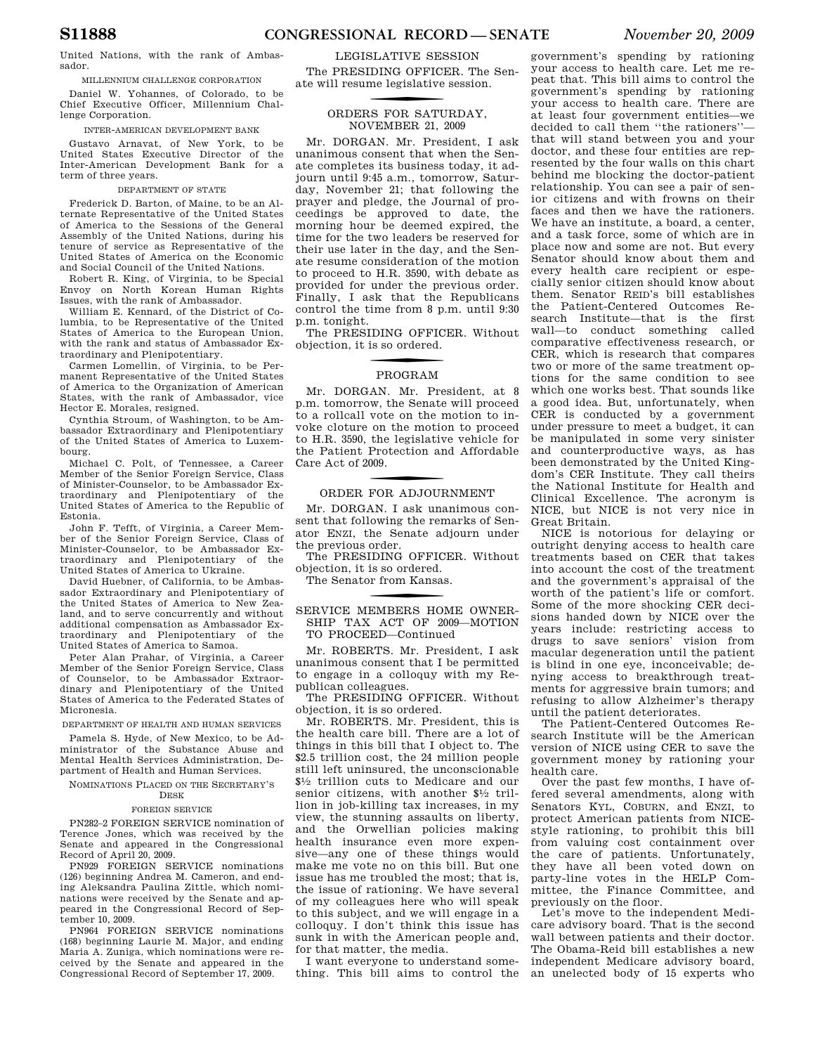United Nations, with the rank of Ambassador.

MILLENNIUM CHALLENGE CORPORATION

Daniel W. Yohannes, of Colorado, to be Chief Executive Officer, Millennium Challenge Corporation.

INTER-AMERICAN DEVELOPMENT BANK

Gustavo Arnavat, of New York, to be United States Executive Director of the Inter-American Development Bank for a term of three years.

DEPARTMENT OF STATE

Frederick D. Barton, of Maine, to be an Alternate Representative of the United States of America to the Sessions of the General Assembly of the United Nations, during his tenure of service as Representative of the United States of America on the Economic and Social Council of the United Nations.

Robert R. King, of Virginia, to be Special Envoy on North Korean Human Rights Issues, with the rank of Ambassador.

William E. Kennard, of the District of Columbia, to be Representative of the United States of America to the European Union, with the rank and status of Ambassador Extraordinary and Plenipotentiary.

Carmen Lomellin, of Virginia, to be Permanent Representative of the United States of America to the Organization of American States, with the rank of Ambassador, vice Hector E. Morales, resigned.

Cynthia Stroum, of Washington, to be Ambassador Extraordinary and Plenipotentiary of the United States of America to Luxembourg.

Michael C. Polt, of Tennessee, a Career Member of the Senior Foreign Service, Class of Minister-Counselor, to be Ambassador Extraordinary and Plenipotentiary of the United States of America to the Republic of Estonia.

John F. Tefft, of Virginia, a Career Member of the Senior Foreign Service, Class of Minister-Counselor, to be Ambassador Extraordinary and Plenipotentiary of the United States of America to Ukraine.

David Huebner, of California, to be Ambassador Extraordinary and Plenipotentiary of the United States of America to New Zealand, and to serve concurrently and without additional compensation as Ambassador Extraordinary and Plenipotentiary of the United States of America to Samoa.

Peter Alan Prahar, of Virginia, a Career Member of the Senior Foreign Service, Class of Counselor, to be Ambassador Extraordinary and Plenipotentiary of the United States of America to the Federated States of Micronesia.

DEPARTMENT OF HEALTH AND HUMAN SERVICES

Pamela S. Hyde, of New Mexico, to be Administrator of the Substance Abuse and Mental Health Services Administration, Department of Health and Human Services.

NOMINATIONS PLACED ON THE SECRETARY'S DESK

FOREIGN SERVICE

PN282–2 FOREIGN SERVICE nomination of Terence Jones, which was received by the Senate and appeared in the Congressional Record of April 20, 2009.

PN929 FOREIGN SERVICE nominations (126) beginning Andrea M. Cameron, and ending Aleksandra Paulina Zittle, which nominations were received by the Senate and appeared in the Congressional Record of September 10, 2009.

PN964 FOREIGN SERVICE nominations (168) beginning Laurie M. Major, and ending Maria A. Zuniga, which nominations were received by the Senate and appeared in the Congressional Record of September 17, 2009.

## LEGISLATIVE SESSION

The PRESIDING OFFICER. The Senate will resume legislative session.

## ORDERS FOR SATURDAY, NOVEMBER 21, 2009

Mr. DORGAN. Mr. President, I ask unanimous consent that when the Senate completes its business today, it adjourn until 9:45 a.m., tomorrow, Saturday, November 21; that following the prayer and pledge, the Journal of proceedings be approved to date, the morning hour be deemed expired, the time for the two leaders be reserved for their use later in the day, and the Senate resume consideration of the motion to proceed to H.R. 3590, with debate as provided for under the previous order. Finally, I ask that the Republicans control the time from 8 p.m. until 9:30 p.m. tonight.

The PRESIDING OFFICER. Without objection, it is so ordered.

## PROGRAM

Mr. DORGAN. Mr. President, at 8 p.m. tomorrow, the Senate will proceed to a rollcall vote on the motion to invoke cloture on the motion to proceed to H.R. 3590, the legislative vehicle for the Patient Protection and Affordable Care Act of 2009.

## ORDER FOR ADJOURNMENT

Mr. DORGAN. I ask unanimous consent that following the remarks of Senator ENZI, the Senate adjourn under the previous order.

The PRESIDING OFFICER. Without objection, it is so ordered.

The Senator from Kansas.

## SERVICE MEMBERS HOME OWNERSHIP TAX ACT OF 2009—MOTION TO PROCEED—Continued

Mr. ROBERTS. Mr. President, I ask unanimous consent that I be permitted to engage in a colloquy with my Republican colleagues.

The PRESIDING OFFICER. Without objection, it is so ordered.

Mr. ROBERTS. Mr. President, this is the health care bill. There are a lot of things in this bill that I object to. The $2.5 trillion cost, the 24 million people still left uninsured, the unconscionable $½ trillion cuts to Medicare and our senior citizens, with another $½ trillion in job-killing tax increases, in my view, the stunning assaults on liberty, and the Orwellian policies making health insurance even more expensive—any one of these things would make me vote no on this bill. But one issue has me troubled the most; that is, the issue of rationing. We have several of my colleagues here who will speak to this subject, and we will engage in a colloquy. I don't think this issue has sunk in with the American people and, for that matter, the media.

I want everyone to understand something. This bill aims to control the government's spending by rationing your access to health care. Let me repeat that. This bill aims to control the government's spending by rationing your access to health care. There are at least four government entities—we decided to call them "the rationers"—that will stand between you and your doctor, and these four entities are represented by the four walls on this chart behind me blocking the doctor-patient relationship. You can see a pair of senior citizens and with frowns on their faces and then we have the rationers. We have an institute, a board, a center, and a task force, some of which are in place now and some are not. But every Senator should know about them and every health care recipient or especially senior citizen should know about them. Senator REID's bill establishes the Patient-Centered Outcomes Research Institute—that is the first wall—to conduct something called comparative effectiveness research, or CER, which is research that compares two or more of the same treatment options for the same condition to see which one works best. That sounds like a good idea. But, unfortunately, when CER is conducted by a government under pressure to meet a budget, it can be manipulated in some very sinister and counterproductive ways, as has been demonstrated by the United Kingdom's CER Institute. They call theirs the National Institute for Health and Clinical Excellence. The acronym is NICE, but NICE is not very nice in Great Britain.

NICE is notorious for delaying or outright denying access to health care treatments based on CER that takes into account the cost of the treatment and the government's appraisal of the worth of the patient's life or comfort. Some of the more shocking CER decisions handed down by NICE over the years include: restricting access to drugs to save seniors' vision from macular degeneration until the patient is blind in one eye, inconceivable; denying access to breakthrough treatments for aggressive brain tumors; and refusing to allow Alzheimer's therapy until the patient deteriorates.

The Patient-Centered Outcomes Research Institute will be the American version of NICE using CER to save the government money by rationing your health care.

Over the past few months, I have offered several amendments, along with Senators KYL, COBURN, and ENZI, to protect American patients from NICE-style rationing, to prohibit this bill from valuing cost containment over the care of patients. Unfortunately, they have all been voted down on party-line votes in the HELP Committee, the Finance Committee, and previously on the floor.

Let's move to the independent Medicare advisory board. That is the second wall between patients and their doctor. The Obama-Reid bill establishes a new independent Medicare advisory board, an unelected body of 15 experts who